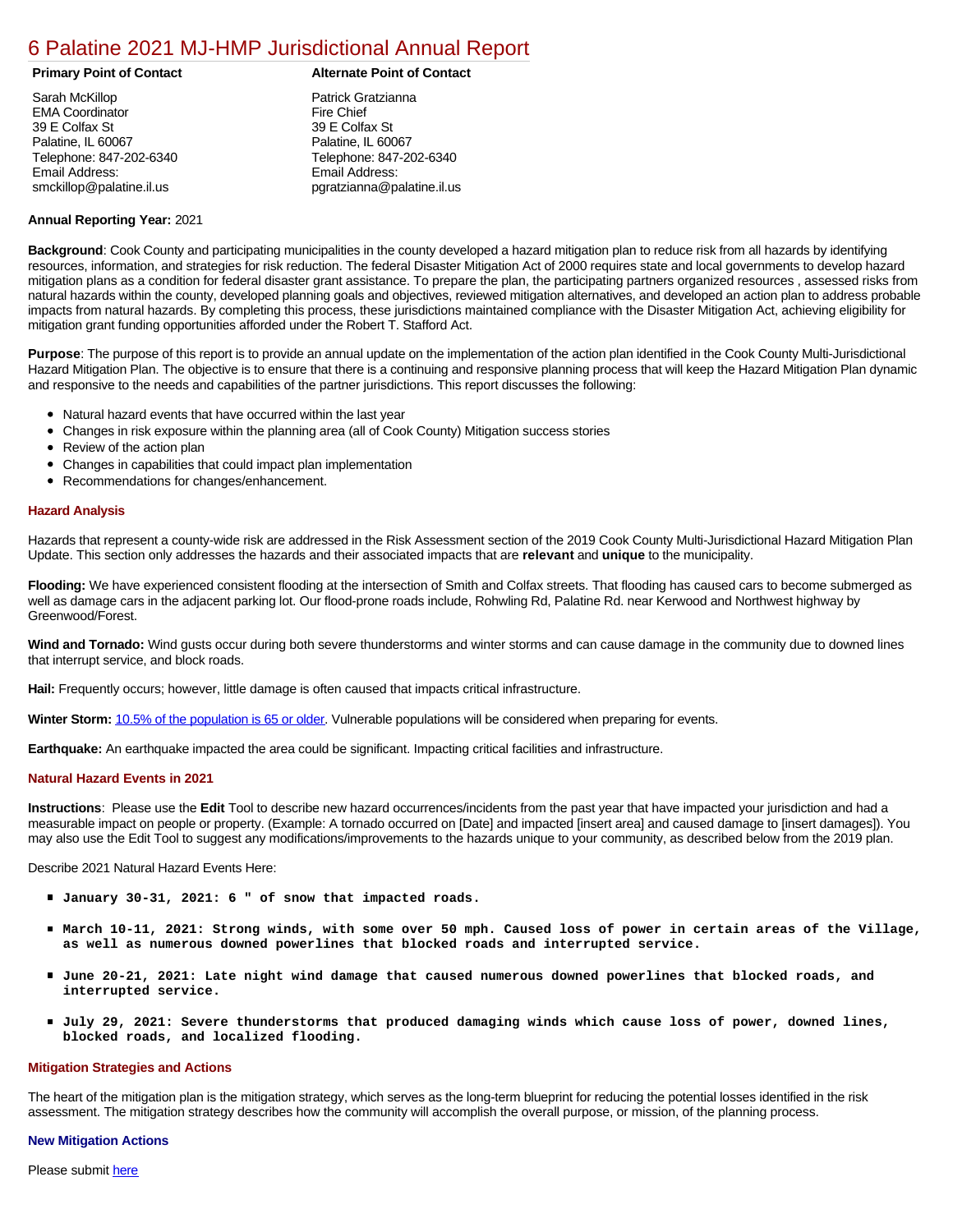# 6 Palatine 2021 MJ-HMP Jurisdictional Annual Report

| **Primary Point of Contact** | **Alternate Point of Contact** |
| --- | --- |
| Sarah McKillop<br>EMA Coordinator<br>39 E Colfax St<br>Palatine, IL 60067<br>Telephone: 847-202-6340<br>Email Address:<br>smckillop@palatine.il.us | Patrick Gratzianna<br>Fire Chief<br>39 E Colfax St<br>Palatine, IL 60067<br>Telephone: 847-202-6340<br>Email Address:<br>pgratzianna@palatine.il.us |

**Annual Reporting Year:** 2021

**Background**: Cook County and participating municipalities in the county developed a hazard mitigation plan to reduce risk from all hazards by identifying resources, information, and strategies for risk reduction. The federal Disaster Mitigation Act of 2000 requires state and local governments to develop hazard mitigation plans as a condition for federal disaster grant assistance. To prepare the plan, the participating partners organized resources , assessed risks from natural hazards within the county, developed planning goals and objectives, reviewed mitigation alternatives, and developed an action plan to address probable impacts from natural hazards. By completing this process, these jurisdictions maintained compliance with the Disaster Mitigation Act, achieving eligibility for mitigation grant funding opportunities afforded under the Robert T. Stafford Act.

**Purpose**: The purpose of this report is to provide an annual update on the implementation of the action plan identified in the Cook County Multi-Jurisdictional Hazard Mitigation Plan. The objective is to ensure that there is a continuing and responsive planning process that will keep the Hazard Mitigation Plan dynamic and responsive to the needs and capabilities of the partner jurisdictions. This report discusses the following:

- Natural hazard events that have occurred within the last year
- Changes in risk exposure within the planning area (all of Cook County) Mitigation success stories
- Review of the action plan
- Changes in capabilities that could impact plan implementation
- Recommendations for changes/enhancement.

## Hazard Analysis

Hazards that represent a county-wide risk are addressed in the Risk Assessment section of the 2019 Cook County Multi-Jurisdictional Hazard Mitigation Plan Update. This section only addresses the hazards and their associated impacts that are **relevant** and **unique** to the municipality.

**Flooding:** We have experienced consistent flooding at the intersection of Smith and Colfax streets. That flooding has caused cars to become submerged as well as damage cars in the adjacent parking lot. Our flood-prone roads include, Rohwling Rd, Palatine Rd. near Kerwood and Northwest highway by Greenwood/Forest.

**Wind and Tornado:** Wind gusts occur during both severe thunderstorms and winter storms and can cause damage in the community due to downed lines that interrupt service, and block roads.

**Hail:** Frequently occurs; however, little damage is often caused that impacts critical infrastructure.

**Winter Storm:** 10.5% of the population is 65 or older. Vulnerable populations will be considered when preparing for events.

**Earthquake:** An earthquake impacted the area could be significant. Impacting critical facilities and infrastructure.

## Natural Hazard Events in 2021

**Instructions**: Please use the **Edit** Tool to describe new hazard occurrences/incidents from the past year that have impacted your jurisdiction and had a measurable impact on people or property. (Example: A tornado occurred on [Date] and impacted [insert area] and caused damage to [insert damages]). You may also use the Edit Tool to suggest any modifications/improvements to the hazards unique to your community, as described below from the 2019 plan.

Describe 2021 Natural Hazard Events Here:

- **January 30-31, 2021: 6 " of snow that impacted roads.**
- **March 10-11, 2021: Strong winds, with some over 50 mph. Caused loss of power in certain areas of the Village, as well as numerous downed powerlines that blocked roads and interrupted service.**
- **June 20-21, 2021: Late night wind damage that caused numerous downed powerlines that blocked roads, and interrupted service.**
- **July 29, 2021: Severe thunderstorms that produced damaging winds which cause loss of power, downed lines, blocked roads, and localized flooding.**

## Mitigation Strategies and Actions

The heart of the mitigation plan is the mitigation strategy, which serves as the long-term blueprint for reducing the potential losses identified in the risk assessment. The mitigation strategy describes how the community will accomplish the overall purpose, or mission, of the planning process.

### New Mitigation Actions

Please submit here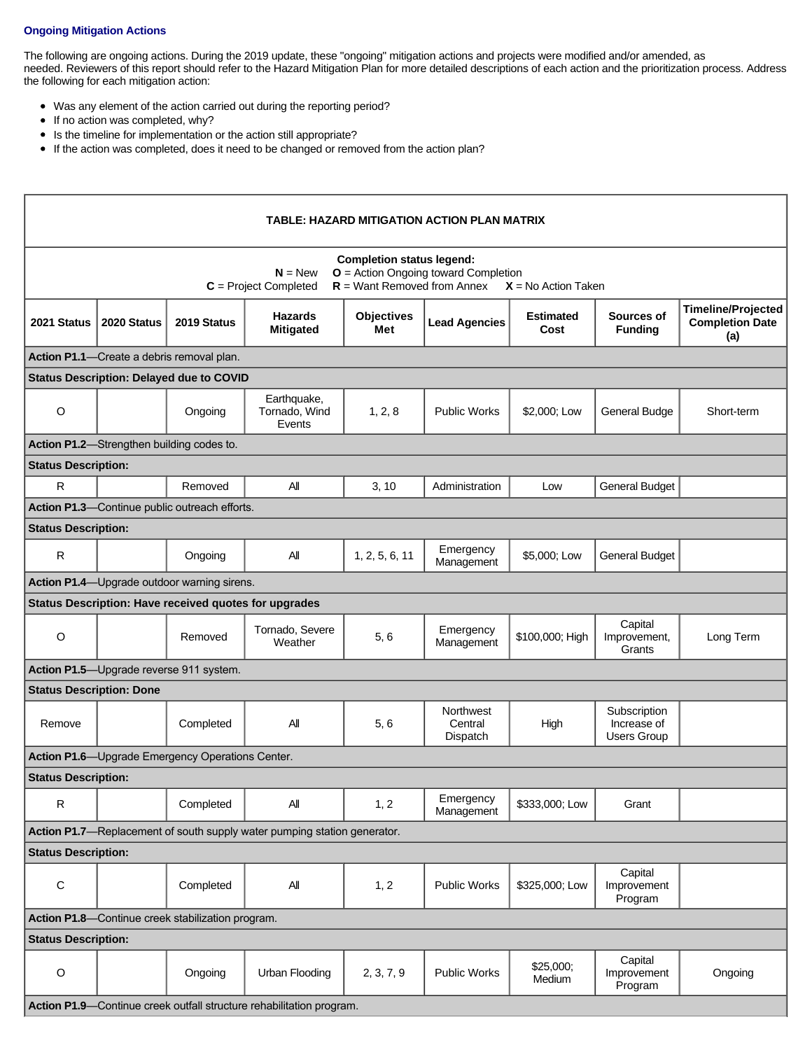### Ongoing Mitigation Actions

The following are ongoing actions. During the 2019 update, these "ongoing" mitigation actions and projects were modified and/or amended, as needed. Reviewers of this report should refer to the Hazard Mitigation Plan for more detailed descriptions of each action and the prioritization process. Address the following for each mitigation action:

- Was any element of the action carried out during the reporting period?
- If no action was completed, why?
- Is the timeline for implementation or the action still appropriate?
- If the action was completed, does it need to be changed or removed from the action plan?

**TABLE: HAZARD MITIGATION ACTION PLAN MATRIX**

**Completion status legend:**
**N** = New **O** = Action Ongoing toward Completion
**C** = Project Completed **R** = Want Removed from Annex **X** = No Action Taken

| 2021 Status | 2020 Status | 2019 Status | Hazards Mitigated | Objectives Met | Lead Agencies | Estimated Cost | Sources of Funding | Timeline/Projected Completion Date (a) |
|---|---|---|---|---|---|---|---|---|
| **Action P1.1**—Create a debris removal plan. | | | | | | | | |
| **Status Description: Delayed due to COVID** | | | | | | | | |
| O | | Ongoing | Earthquake, Tornado, Wind Events | 1, 2, 8 | Public Works | $2,000; Low | General Budge | Short-term |
| **Action P1.2**—Strengthen building codes to. | | | | | | | | |
| **Status Description:** | | | | | | | | |
| R | | Removed | All | 3, 10 | Administration | Low | General Budget | |
| **Action P1.3**—Continue public outreach efforts. | | | | | | | | |
| **Status Description:** | | | | | | | | |
| R | | Ongoing | All | 1, 2, 5, 6, 11 | Emergency Management | $5,000; Low | General Budget | |
| **Action P1.4**—Upgrade outdoor warning sirens. | | | | | | | | |
| **Status Description: Have received quotes for upgrades** | | | | | | | | |
| O | | Removed | Tornado, Severe Weather | 5, 6 | Emergency Management | $100,000; High | Capital Improvement, Grants | Long Term |
| **Action P1.5**—Upgrade reverse 911 system. | | | | | | | | |
| **Status Description: Done** | | | | | | | | |
| Remove | | Completed | All | 5, 6 | Northwest Central Dispatch | High | Subscription Increase of Users Group | |
| **Action P1.6**—Upgrade Emergency Operations Center. | | | | | | | | |
| **Status Description:** | | | | | | | | |
| R | | Completed | All | 1, 2 | Emergency Management | $333,000; Low | Grant | |
| **Action P1.7**—Replacement of south supply water pumping station generator. | | | | | | | | |
| **Status Description:** | | | | | | | | |
| C | | Completed | All | 1, 2 | Public Works | $325,000; Low | Capital Improvement Program | |
| **Action P1.8**—Continue creek stabilization program. | | | | | | | | |
| **Status Description:** | | | | | | | | |
| O | | Ongoing | Urban Flooding | 2, 3, 7, 9 | Public Works | $25,000; Medium | Capital Improvement Program | Ongoing |
| **Action P1.9**—Continue creek outfall structure rehabilitation program. | | | | | | | | |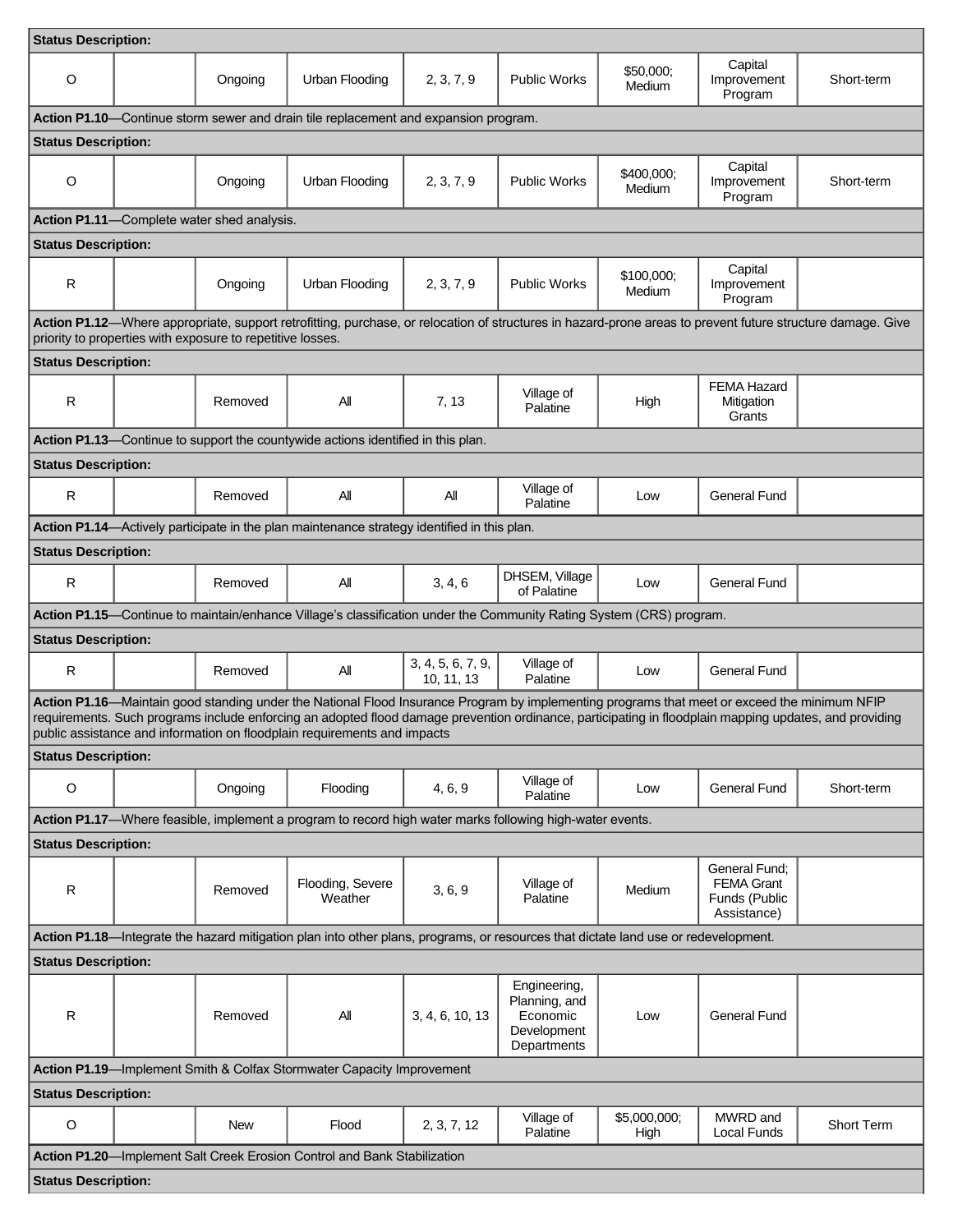| | | | | | | | | |
|---|---|---|---|---|---|---|---|---|
| **Status Description:** | | | | | | | | |
| O | | Ongoing | Urban Flooding | 2, 3, 7, 9 | Public Works | $50,000; Medium | Capital Improvement Program | Short-term |
| **Action P1.10**—Continue storm sewer and drain tile replacement and expansion program. | | | | | | | | |
| **Status Description:** | | | | | | | | |
| O | | Ongoing | Urban Flooding | 2, 3, 7, 9 | Public Works | $400,000; Medium | Capital Improvement Program | Short-term |
| **Action P1.11**—Complete water shed analysis. | | | | | | | | |
| **Status Description:** | | | | | | | | |
| R | | Ongoing | Urban Flooding | 2, 3, 7, 9 | Public Works | $100,000; Medium | Capital Improvement Program | |
| **Action P1.12**—Where appropriate, support retrofitting, purchase, or relocation of structures in hazard-prone areas to prevent future structure damage. Give priority to properties with exposure to repetitive losses. | | | | | | | | |
| **Status Description:** | | | | | | | | |
| R | | Removed | All | 7, 13 | Village of Palatine | High | FEMA Hazard Mitigation Grants | |
| **Action P1.13**—Continue to support the countywide actions identified in this plan. | | | | | | | | |
| **Status Description:** | | | | | | | | |
| R | | Removed | All | All | Village of Palatine | Low | General Fund | |
| **Action P1.14**—Actively participate in the plan maintenance strategy identified in this plan. | | | | | | | | |
| **Status Description:** | | | | | | | | |
| R | | Removed | All | 3, 4, 6 | DHSEM, Village of Palatine | Low | General Fund | |
| **Action P1.15**—Continue to maintain/enhance Village's classification under the Community Rating System (CRS) program. | | | | | | | | |
| **Status Description:** | | | | | | | | |
| R | | Removed | All | 3, 4, 5, 6, 7, 9, 10, 11, 13 | Village of Palatine | Low | General Fund | |
| **Action P1.16**—Maintain good standing under the National Flood Insurance Program by implementing programs that meet or exceed the minimum NFIP requirements. Such programs include enforcing an adopted flood damage prevention ordinance, participating in floodplain mapping updates, and providing public assistance and information on floodplain requirements and impacts | | | | | | | | |
| **Status Description:** | | | | | | | | |
| O | | Ongoing | Flooding | 4, 6, 9 | Village of Palatine | Low | General Fund | Short-term |
| **Action P1.17**—Where feasible, implement a program to record high water marks following high-water events. | | | | | | | | |
| **Status Description:** | | | | | | | | |
| R | | Removed | Flooding, Severe Weather | 3, 6, 9 | Village of Palatine | Medium | General Fund; FEMA Grant Funds (Public Assistance) | |
| **Action P1.18**—Integrate the hazard mitigation plan into other plans, programs, or resources that dictate land use or redevelopment. | | | | | | | | |
| **Status Description:** | | | | | | | | |
| R | | Removed | All | 3, 4, 6, 10, 13 | Engineering, Planning, and Economic Development Departments | Low | General Fund | |
| **Action P1.19**—Implement Smith & Colfax Stormwater Capacity Improvement | | | | | | | | |
| **Status Description:** | | | | | | | | |
| O | | New | Flood | 2, 3, 7, 12 | Village of Palatine | $5,000,000; High | MWRD and Local Funds | Short Term |
| **Action P1.20**—Implement Salt Creek Erosion Control and Bank Stabilization | | | | | | | | |
| **Status Description:** | | | | | | | | |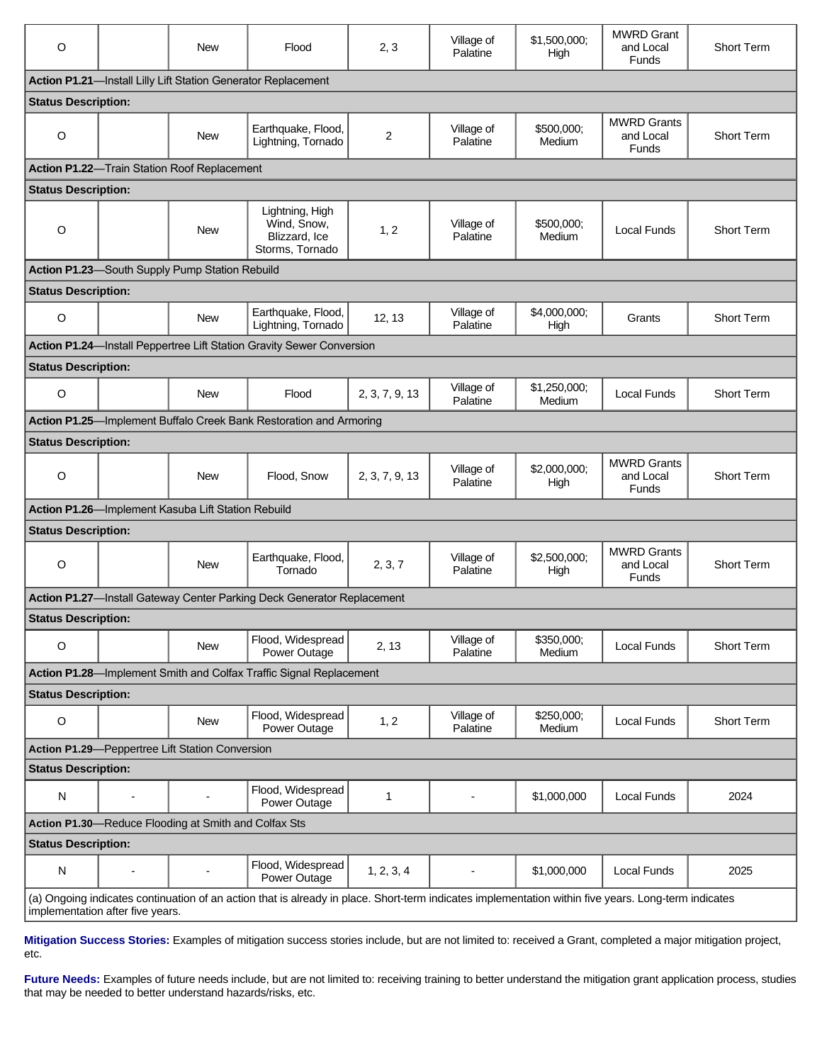| O | | New | Flood | 2, 3 | Village of Palatine | $1,500,000; High | MWRD Grant and Local Funds | Short Term |
|---|---|---|---|---|---|---|---|---|
| **Action P1.21**—Install Lilly Lift Station Generator Replacement | | | | | | | | |
| **Status Description:** | | | | | | | | |
| O | | New | Earthquake, Flood, Lightning, Tornado | 2 | Village of Palatine | $500,000; Medium | MWRD Grants and Local Funds | Short Term |
| **Action P1.22**—Train Station Roof Replacement | | | | | | | | |
| **Status Description:** | | | | | | | | |
| O | | New | Lightning, High Wind, Snow, Blizzard, Ice Storms, Tornado | 1, 2 | Village of Palatine | $500,000; Medium | Local Funds | Short Term |
| **Action P1.23**—South Supply Pump Station Rebuild | | | | | | | | |
| **Status Description:** | | | | | | | | |
| O | | New | Earthquake, Flood, Lightning, Tornado | 12, 13 | Village of Palatine | $4,000,000; High | Grants | Short Term |
| **Action P1.24**—Install Peppertree Lift Station Gravity Sewer Conversion | | | | | | | | |
| **Status Description:** | | | | | | | | |
| O | | New | Flood | 2, 3, 7, 9, 13 | Village of Palatine | $1,250,000; Medium | Local Funds | Short Term |
| **Action P1.25**—Implement Buffalo Creek Bank Restoration and Armoring | | | | | | | | |
| **Status Description:** | | | | | | | | |
| O | | New | Flood, Snow | 2, 3, 7, 9, 13 | Village of Palatine | $2,000,000; High | MWRD Grants and Local Funds | Short Term |
| **Action P1.26**—Implement Kasuba Lift Station Rebuild | | | | | | | | |
| **Status Description:** | | | | | | | | |
| O | | New | Earthquake, Flood, Tornado | 2, 3, 7 | Village of Palatine | $2,500,000; High | MWRD Grants and Local Funds | Short Term |
| **Action P1.27**—Install Gateway Center Parking Deck Generator Replacement | | | | | | | | |
| **Status Description:** | | | | | | | | |
| O | | New | Flood, Widespread Power Outage | 2, 13 | Village of Palatine | $350,000; Medium | Local Funds | Short Term |
| **Action P1.28**—Implement Smith and Colfax Traffic Signal Replacement | | | | | | | | |
| **Status Description:** | | | | | | | | |
| O | | New | Flood, Widespread Power Outage | 1, 2 | Village of Palatine | $250,000; Medium | Local Funds | Short Term |
| **Action P1.29**—Peppertree Lift Station Conversion | | | | | | | | |
| **Status Description:** | | | | | | | | |
| N | - | - | Flood, Widespread Power Outage | 1 | - | $1,000,000 | Local Funds | 2024 |
| **Action P1.30**—Reduce Flooding at Smith and Colfax Sts | | | | | | | | |
| **Status Description:** | | | | | | | | |
| N | - | - | Flood, Widespread Power Outage | 1, 2, 3, 4 | - | $1,000,000 | Local Funds | 2025 |
| (a) Ongoing indicates continuation of an action that is already in place. Short-term indicates implementation within five years. Long-term indicates implementation after five years. | | | | | | | | |

**Mitigation Success Stories:** Examples of mitigation success stories include, but are not limited to: received a Grant, completed a major mitigation project, etc.

**Future Needs:** Examples of future needs include, but are not limited to: receiving training to better understand the mitigation grant application process, studies that may be needed to better understand hazards/risks, etc.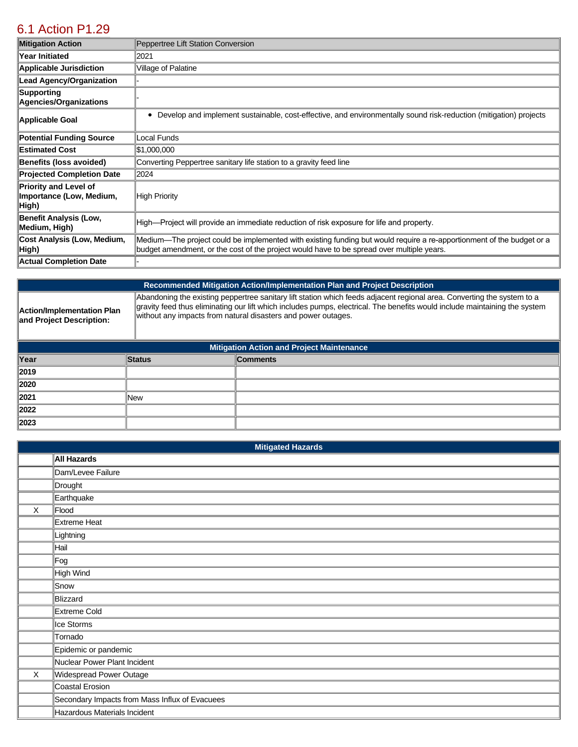## 6.1 Action P1.29

| Mitigation Action | Peppertree Lift Station Conversion |
|---|---|
| Year Initiated | 2021 |
| Applicable Jurisdiction | Village of Palatine |
| Lead Agency/Organization | - |
| Supporting Agencies/Organizations | - |
| Applicable Goal | • Develop and implement sustainable, cost-effective, and environmentally sound risk-reduction (mitigation) projects |
| Potential Funding Source | Local Funds |
| Estimated Cost | $1,000,000 |
| Benefits (loss avoided) | Converting Peppertree sanitary life station to a gravity feed line |
| Projected Completion Date | 2024 |
| Priority and Level of Importance (Low, Medium, High) | High Priority |
| Benefit Analysis (Low, Medium, High) | High—Project will provide an immediate reduction of risk exposure for life and property. |
| Cost Analysis (Low, Medium, High) | Medium—The project could be implemented with existing funding but would require a re-apportionment of the budget or a budget amendment, or the cost of the project would have to be spread over multiple years. |
| Actual Completion Date | - |

| Recommended Mitigation Action/Implementation Plan and Project Description | |
|---|---|
| Action/Implementation Plan and Project Description: | Abandoning the existing peppertree sanitary lift station which feeds adjacent regional area. Converting the system to a gravity feed thus eliminating our lift which includes pumps, electrical. The benefits would include maintaining the system without any impacts from natural disasters and power outages. |

**Mitigation Action and Project Maintenance**

| Year | Status | Comments |
|---|---|---|
| 2019 | | |
| 2020 | | |
| 2021 | New | |
| 2022 | | |
| 2023 | | |

**Mitigated Hazards**

| | All Hazards |
|---|---|
| | Dam/Levee Failure |
| | Drought |
| | Earthquake |
| X | Flood |
| | Extreme Heat |
| | Lightning |
| | Hail |
| | Fog |
| | High Wind |
| | Snow |
| | Blizzard |
| | Extreme Cold |
| | Ice Storms |
| | Tornado |
| | Epidemic or pandemic |
| | Nuclear Power Plant Incident |
| X | Widespread Power Outage |
| | Coastal Erosion |
| | Secondary Impacts from Mass Influx of Evacuees |
| | Hazardous Materials Incident |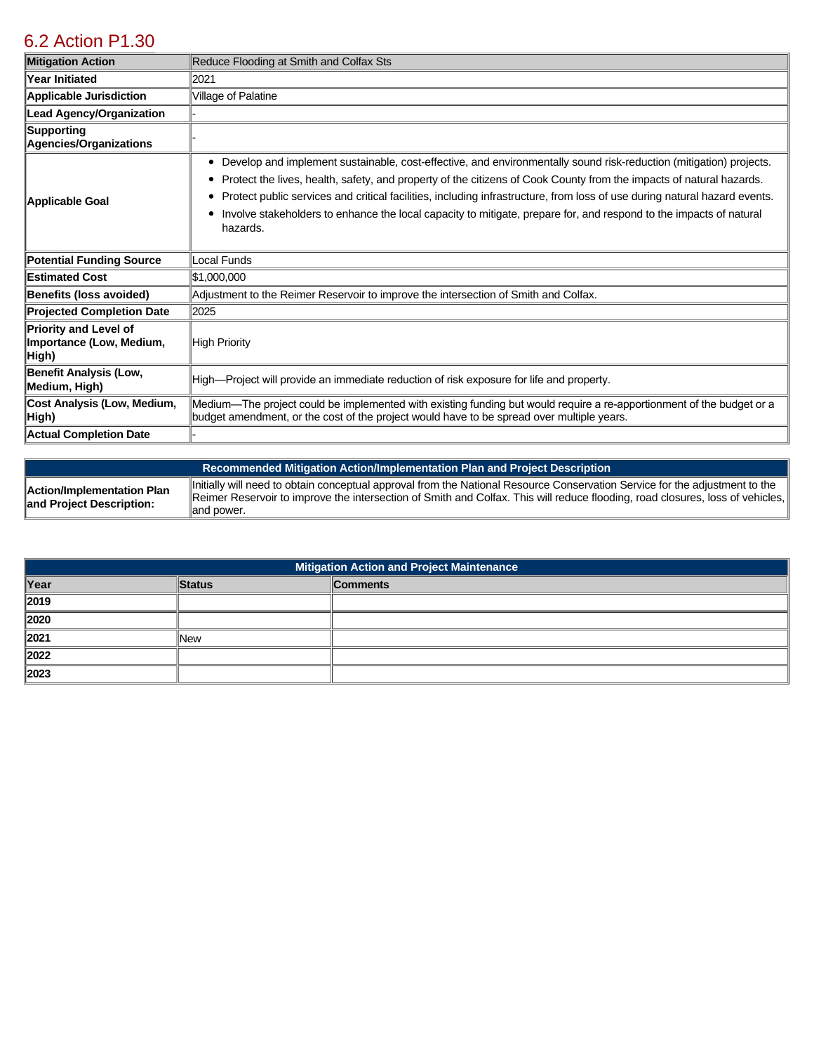## 6.2 Action P1.30

| Mitigation Action | Reduce Flooding at Smith and Colfax Sts |
|---|---|
| Year Initiated | 2021 |
| Applicable Jurisdiction | Village of Palatine |
| Lead Agency/Organization | - |
| Supporting Agencies/Organizations | - |
| Applicable Goal | • Develop and implement sustainable, cost-effective, and environmentally sound risk-reduction (mitigation) projects.<br>• Protect the lives, health, safety, and property of the citizens of Cook County from the impacts of natural hazards.<br>• Protect public services and critical facilities, including infrastructure, from loss of use during natural hazard events.<br>• Involve stakeholders to enhance the local capacity to mitigate, prepare for, and respond to the impacts of natural hazards. |
| Potential Funding Source | Local Funds |
| Estimated Cost | $1,000,000 |
| Benefits (loss avoided) | Adjustment to the Reimer Reservoir to improve the intersection of Smith and Colfax. |
| Projected Completion Date | 2025 |
| Priority and Level of Importance (Low, Medium, High) | High Priority |
| Benefit Analysis (Low, Medium, High) | High—Project will provide an immediate reduction of risk exposure for life and property. |
| Cost Analysis (Low, Medium, High) | Medium—The project could be implemented with existing funding but would require a re-apportionment of the budget or a budget amendment, or the cost of the project would have to be spread over multiple years. |
| Actual Completion Date | - |

| Recommended Mitigation Action/Implementation Plan and Project Description | |
|---|---|
| Action/Implementation Plan and Project Description: | Initially will need to obtain conceptual approval from the National Resource Conservation Service for the adjustment to the Reimer Reservoir to improve the intersection of Smith and Colfax. This will reduce flooding, road closures, loss of vehicles, and power. |

| Mitigation Action and Project Maintenance | | |
|---|---|---|
| Year | Status | Comments |
| 2019 | | |
| 2020 | | |
| 2021 | New | |
| 2022 | | |
| 2023 | | |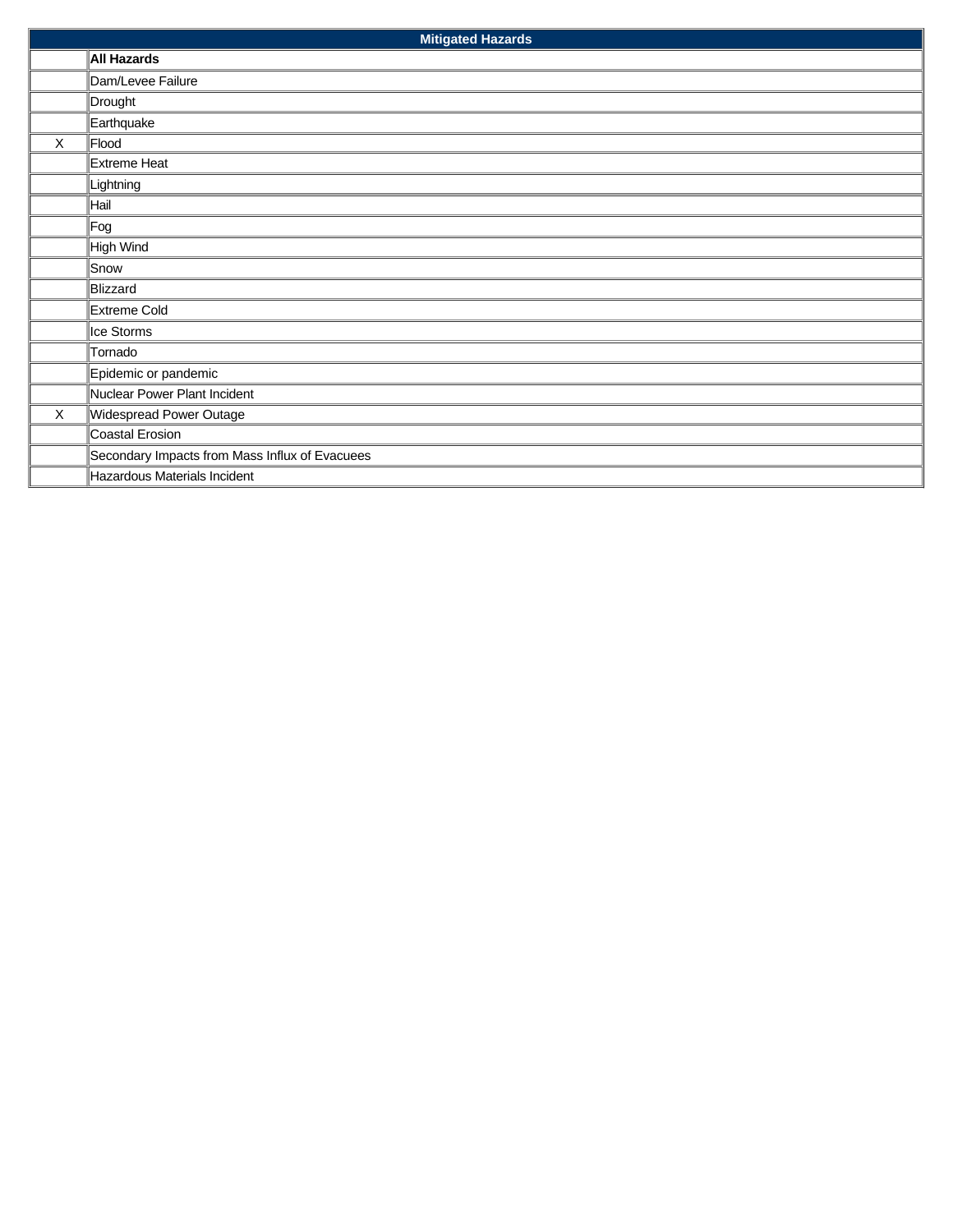| Mitigated Hazards | |
|---|---|
| | **All Hazards** |
| | Dam/Levee Failure |
| | Drought |
| | Earthquake |
| X | Flood |
| | Extreme Heat |
| | Lightning |
| | Hail |
| | Fog |
| | High Wind |
| | Snow |
| | Blizzard |
| | Extreme Cold |
| | Ice Storms |
| | Tornado |
| | Epidemic or pandemic |
| | Nuclear Power Plant Incident |
| X | Widespread Power Outage |
| | Coastal Erosion |
| | Secondary Impacts from Mass Influx of Evacuees |
| | Hazardous Materials Incident |